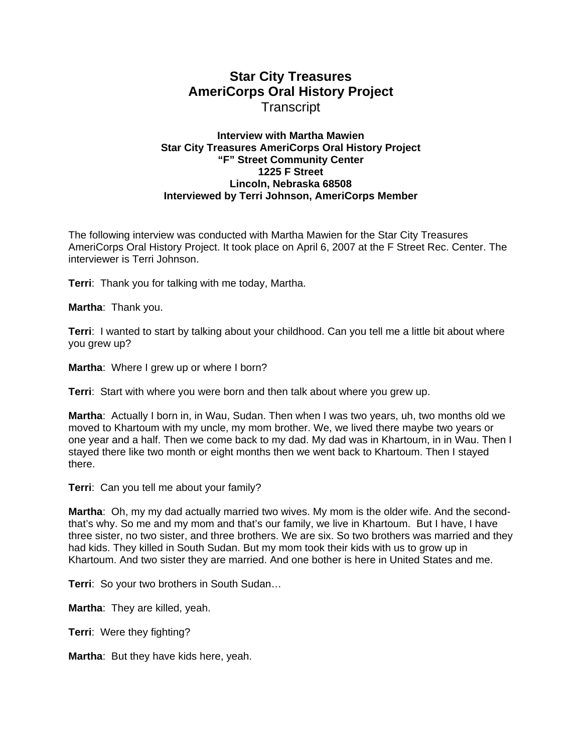# Star City Treasures
# AmeriCorps Oral History Project
## Transcript

**Interview with Martha Mawien**
**Star City Treasures AmeriCorps Oral History Project**
**"F" Street Community Center**
**1225 F Street**
**Lincoln, Nebraska 68508**
**Interviewed by Terri Johnson, AmeriCorps Member**

The following interview was conducted with Martha Mawien for the Star City Treasures AmeriCorps Oral History Project. It took place on April 6, 2007 at the F Street Rec. Center. The interviewer is Terri Johnson.

**Terri**: Thank you for talking with me today, Martha.

**Martha**: Thank you.

**Terri**: I wanted to start by talking about your childhood. Can you tell me a little bit about where you grew up?

**Martha**: Where I grew up or where I born?

**Terri**: Start with where you were born and then talk about where you grew up.

**Martha**: Actually I born in, in Wau, Sudan. Then when I was two years, uh, two months old we moved to Khartoum with my uncle, my mom brother. We, we lived there maybe two years or one year and a half. Then we come back to my dad. My dad was in Khartoum, in in Wau. Then I stayed there like two month or eight months then we went back to Khartoum. Then I stayed there.

**Terri**: Can you tell me about your family?

**Martha**: Oh, my my dad actually married two wives. My mom is the older wife. And the second- that's why. So me and my mom and that's our family, we live in Khartoum. But I have, I have three sister, no two sister, and three brothers. We are six. So two brothers was married and they had kids. They killed in South Sudan. But my mom took their kids with us to grow up in Khartoum. And two sister they are married. And one bother is here in United States and me.

**Terri**: So your two brothers in South Sudan…

**Martha**: They are killed, yeah.

**Terri**: Were they fighting?

**Martha**: But they have kids here, yeah.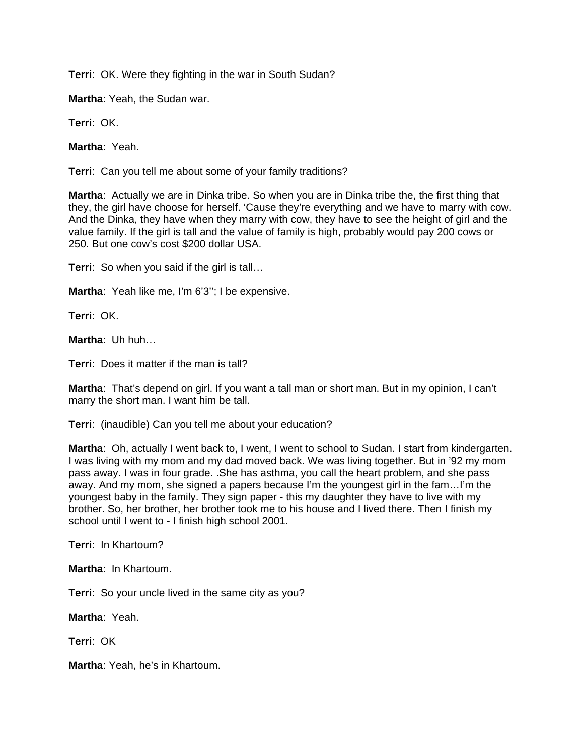**Terri**: OK. Were they fighting in the war in South Sudan?

**Martha**: Yeah, the Sudan war.

**Terri**: OK.

**Martha**: Yeah.

**Terri**: Can you tell me about some of your family traditions?

**Martha**: Actually we are in Dinka tribe. So when you are in Dinka tribe the, the first thing that they, the girl have choose for herself. 'Cause they're everything and we have to marry with cow. And the Dinka, they have when they marry with cow, they have to see the height of girl and the value family. If the girl is tall and the value of family is high, probably would pay 200 cows or 250. But one cow's cost $200 dollar USA.

**Terri**: So when you said if the girl is tall…

**Martha**: Yeah like me, I'm 6'3''; I be expensive.

**Terri**: OK.

**Martha**: Uh huh…

**Terri**: Does it matter if the man is tall?

**Martha**: That's depend on girl. If you want a tall man or short man. But in my opinion, I can't marry the short man. I want him be tall.

**Terri**: (inaudible) Can you tell me about your education?

**Martha**: Oh, actually I went back to, I went, I went to school to Sudan. I start from kindergarten. I was living with my mom and my dad moved back. We was living together. But in '92 my mom pass away. I was in four grade. .She has asthma, you call the heart problem, and she pass away. And my mom, she signed a papers because I'm the youngest girl in the fam…I'm the youngest baby in the family. They sign paper - this my daughter they have to live with my brother. So, her brother, her brother took me to his house and I lived there. Then I finish my school until I went to - I finish high school 2001.

**Terri**: In Khartoum?

**Martha**: In Khartoum.

**Terri**: So your uncle lived in the same city as you?

**Martha**: Yeah.

**Terri**: OK

**Martha**: Yeah, he's in Khartoum.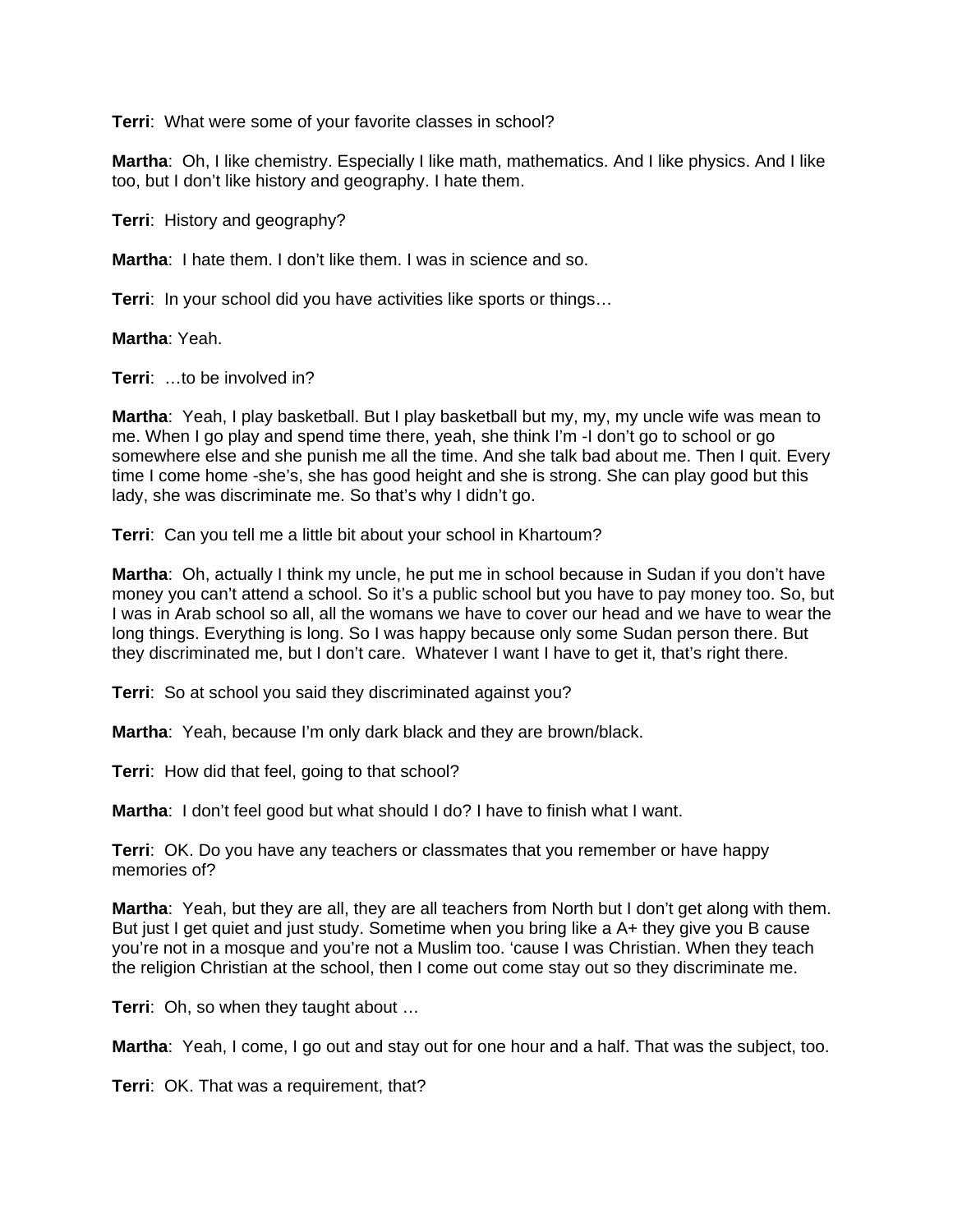**Terri**: What were some of your favorite classes in school?

**Martha**: Oh, I like chemistry. Especially I like math, mathematics. And I like physics. And I like too, but I don't like history and geography. I hate them.

**Terri**: History and geography?

**Martha**: I hate them. I don't like them. I was in science and so.

**Terri**: In your school did you have activities like sports or things…

**Martha**: Yeah.

**Terri**: …to be involved in?

**Martha**: Yeah, I play basketball. But I play basketball but my, my, my uncle wife was mean to me. When I go play and spend time there, yeah, she think I'm -I don't go to school or go somewhere else and she punish me all the time. And she talk bad about me. Then I quit. Every time I come home -she's, she has good height and she is strong. She can play good but this lady, she was discriminate me. So that's why I didn't go.

**Terri**: Can you tell me a little bit about your school in Khartoum?

**Martha**: Oh, actually I think my uncle, he put me in school because in Sudan if you don't have money you can't attend a school. So it's a public school but you have to pay money too. So, but I was in Arab school so all, all the womans we have to cover our head and we have to wear the long things. Everything is long. So I was happy because only some Sudan person there. But they discriminated me, but I don't care. Whatever I want I have to get it, that's right there.

**Terri**: So at school you said they discriminated against you?

**Martha**: Yeah, because I'm only dark black and they are brown/black.

**Terri**: How did that feel, going to that school?

**Martha**: I don't feel good but what should I do? I have to finish what I want.

**Terri**: OK. Do you have any teachers or classmates that you remember or have happy memories of?

**Martha**: Yeah, but they are all, they are all teachers from North but I don't get along with them. But just I get quiet and just study. Sometime when you bring like a A+ they give you B cause you're not in a mosque and you're not a Muslim too. 'cause I was Christian. When they teach the religion Christian at the school, then I come out come stay out so they discriminate me.

**Terri**: Oh, so when they taught about …

**Martha**: Yeah, I come, I go out and stay out for one hour and a half. That was the subject, too.

**Terri**: OK. That was a requirement, that?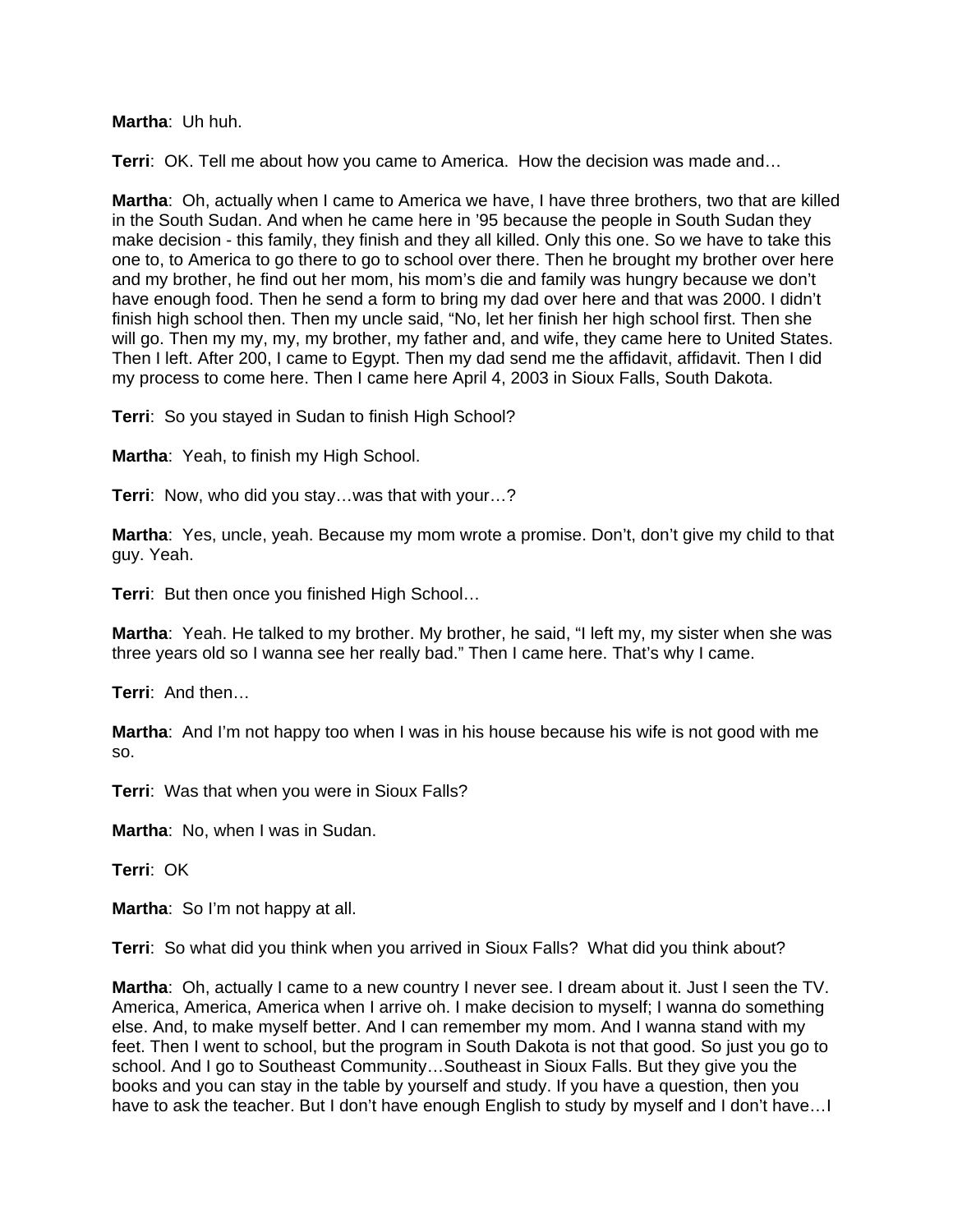**Martha**: Uh huh.

**Terri**: OK. Tell me about how you came to America. How the decision was made and…

**Martha**: Oh, actually when I came to America we have, I have three brothers, two that are killed in the South Sudan. And when he came here in '95 because the people in South Sudan they make decision - this family, they finish and they all killed. Only this one. So we have to take this one to, to America to go there to go to school over there. Then he brought my brother over here and my brother, he find out her mom, his mom's die and family was hungry because we don't have enough food. Then he send a form to bring my dad over here and that was 2000. I didn't finish high school then. Then my uncle said, "No, let her finish her high school first. Then she will go. Then my my, my, my brother, my father and, and wife, they came here to United States. Then I left. After 200, I came to Egypt. Then my dad send me the affidavit, affidavit. Then I did my process to come here. Then I came here April 4, 2003 in Sioux Falls, South Dakota.

**Terri**: So you stayed in Sudan to finish High School?

**Martha**: Yeah, to finish my High School.

**Terri**: Now, who did you stay…was that with your…?

**Martha**: Yes, uncle, yeah. Because my mom wrote a promise. Don't, don't give my child to that guy. Yeah.

**Terri**: But then once you finished High School…

**Martha**: Yeah. He talked to my brother. My brother, he said, "I left my, my sister when she was three years old so I wanna see her really bad." Then I came here. That's why I came.

**Terri**: And then…

**Martha**: And I'm not happy too when I was in his house because his wife is not good with me so.

**Terri**: Was that when you were in Sioux Falls?

**Martha**: No, when I was in Sudan.

**Terri**: OK

**Martha**: So I'm not happy at all.

**Terri**: So what did you think when you arrived in Sioux Falls? What did you think about?

**Martha**: Oh, actually I came to a new country I never see. I dream about it. Just I seen the TV. America, America, America when I arrive oh. I make decision to myself; I wanna do something else. And, to make myself better. And I can remember my mom. And I wanna stand with my feet. Then I went to school, but the program in South Dakota is not that good. So just you go to school. And I go to Southeast Community…Southeast in Sioux Falls. But they give you the books and you can stay in the table by yourself and study. If you have a question, then you have to ask the teacher. But I don't have enough English to study by myself and I don't have…I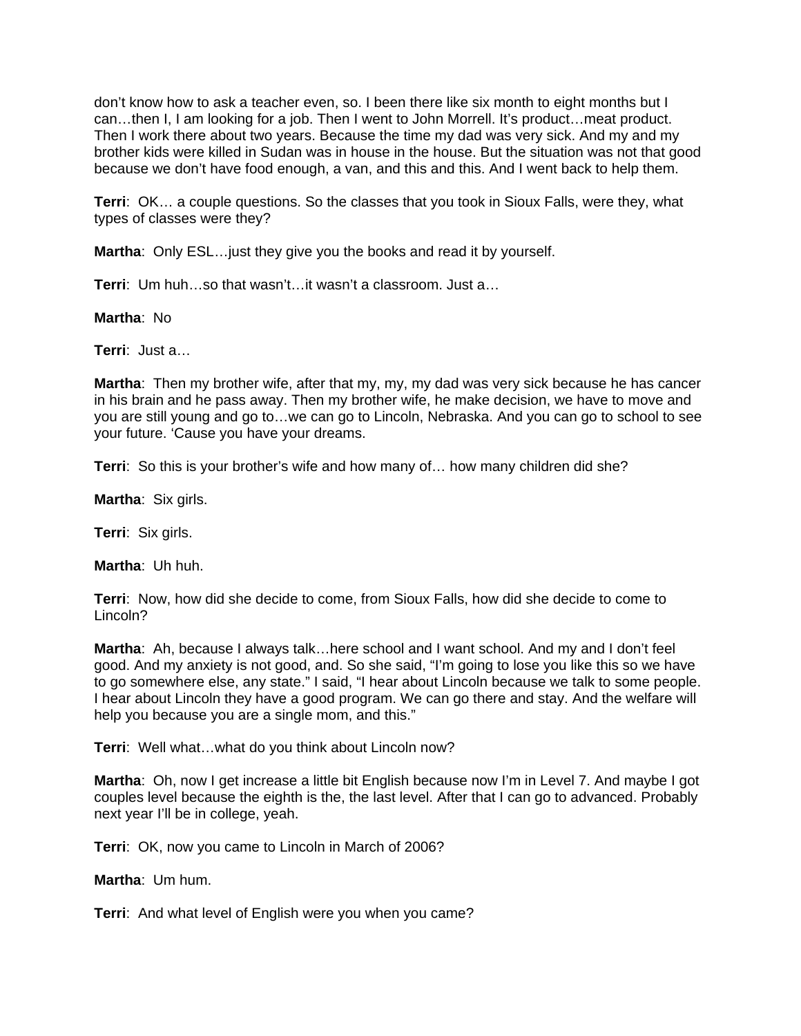don't know how to ask a teacher even, so. I been there like six month to eight months but I can…then I, I am looking for a job. Then I went to John Morrell. It's product…meat product. Then I work there about two years. Because the time my dad was very sick. And my and my brother kids were killed in Sudan was in house in the house. But the situation was not that good because we don't have food enough, a van, and this and this. And I went back to help them.

**Terri**: OK… a couple questions. So the classes that you took in Sioux Falls, were they, what types of classes were they?

**Martha**: Only ESL…just they give you the books and read it by yourself.

**Terri**: Um huh…so that wasn't…it wasn't a classroom. Just a…

**Martha**: No

**Terri**: Just a…

**Martha**: Then my brother wife, after that my, my, my dad was very sick because he has cancer in his brain and he pass away. Then my brother wife, he make decision, we have to move and you are still young and go to…we can go to Lincoln, Nebraska. And you can go to school to see your future. 'Cause you have your dreams.

**Terri**: So this is your brother's wife and how many of… how many children did she?

**Martha**: Six girls.

**Terri**: Six girls.

**Martha**: Uh huh.

**Terri**: Now, how did she decide to come, from Sioux Falls, how did she decide to come to Lincoln?

**Martha**: Ah, because I always talk…here school and I want school. And my and I don't feel good. And my anxiety is not good, and. So she said, "I'm going to lose you like this so we have to go somewhere else, any state." I said, "I hear about Lincoln because we talk to some people. I hear about Lincoln they have a good program. We can go there and stay. And the welfare will help you because you are a single mom, and this."

**Terri**: Well what…what do you think about Lincoln now?

**Martha**: Oh, now I get increase a little bit English because now I'm in Level 7. And maybe I got couples level because the eighth is the, the last level. After that I can go to advanced. Probably next year I'll be in college, yeah.

**Terri**: OK, now you came to Lincoln in March of 2006?

**Martha**: Um hum.

**Terri**: And what level of English were you when you came?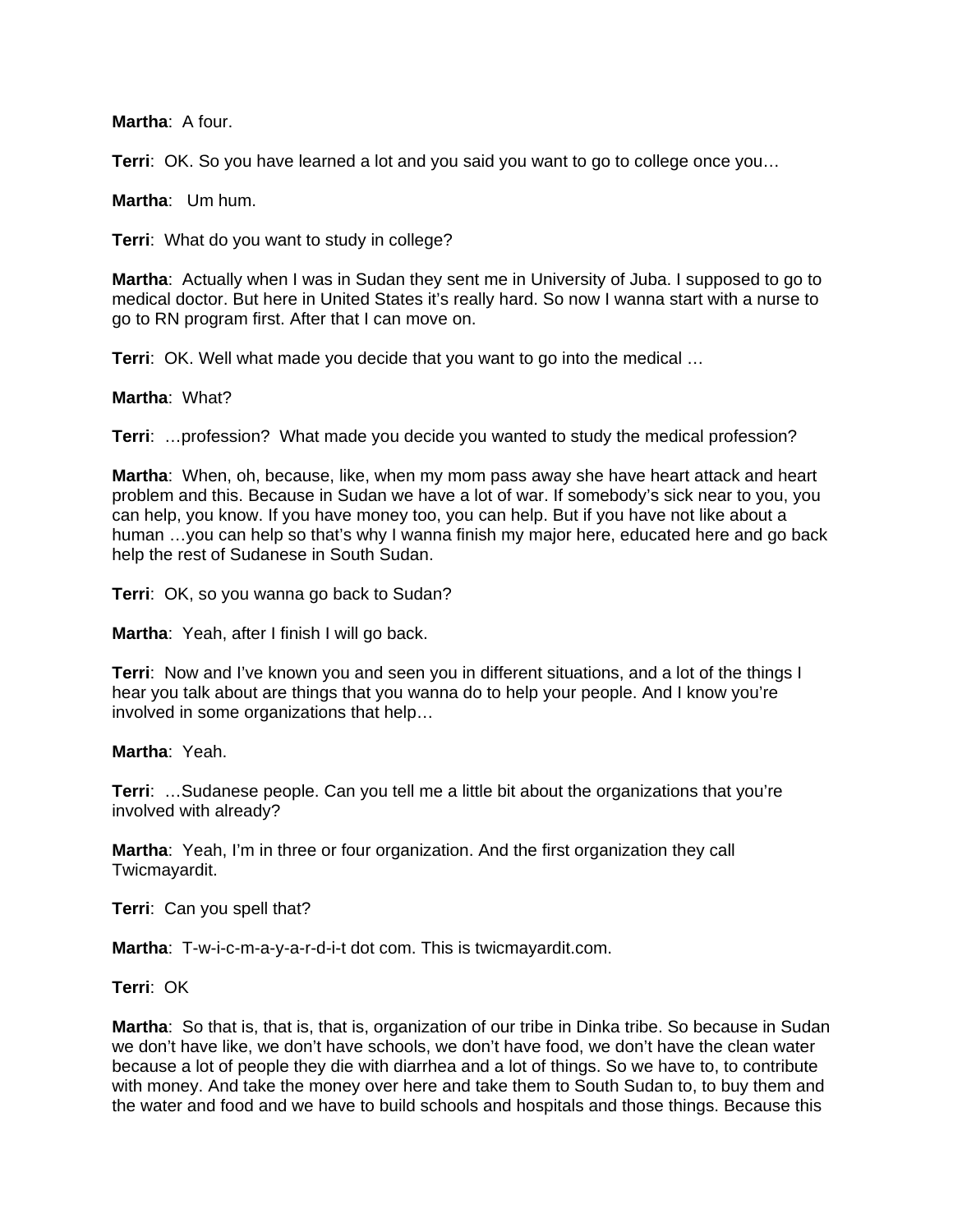**Martha**:  A four.

**Terri**:  OK. So you have learned a lot and you said you want to go to college once you…

**Martha**:   Um hum.

**Terri**:  What do you want to study in college?

**Martha**:  Actually when I was in Sudan they sent me in University of Juba. I supposed to go to medical doctor. But here in United States it's really hard. So now I wanna start with a nurse to go to RN program first. After that I can move on.

**Terri**:  OK. Well what made you decide that you want to go into the medical …

**Martha**:  What?

**Terri**:  …profession?  What made you decide you wanted to study the medical profession?

**Martha**:  When, oh, because, like, when my mom pass away she have heart attack and heart problem and this. Because in Sudan we have a lot of war. If somebody's sick near to you, you can help, you know. If you have money too, you can help. But if you have not like about a human …you can help so that's why I wanna finish my major here, educated here and go back help the rest of Sudanese in South Sudan.

**Terri**:  OK, so you wanna go back to Sudan?

**Martha**:  Yeah, after I finish I will go back.

**Terri**:  Now and I've known you and seen you in different situations, and a lot of the things I hear you talk about are things that you wanna do to help your people. And I know you're involved in some organizations that help…

**Martha**:  Yeah.

**Terri**:  …Sudanese people. Can you tell me a little bit about the organizations that you're involved with already?

**Martha**:  Yeah, I'm in three or four organization. And the first organization they call Twicmayardit.

**Terri**:  Can you spell that?

**Martha**:  T-w-i-c-m-a-y-a-r-d-i-t dot com. This is twicmayardit.com.

**Terri**:  OK

**Martha**:  So that is, that is, that is, organization of our tribe in Dinka tribe. So because in Sudan we don't have like, we don't have schools, we don't have food, we don't have the clean water because a lot of people they die with diarrhea and a lot of things. So we have to, to contribute with money. And take the money over here and take them to South Sudan to, to buy them and the water and food and we have to build schools and hospitals and those things. Because this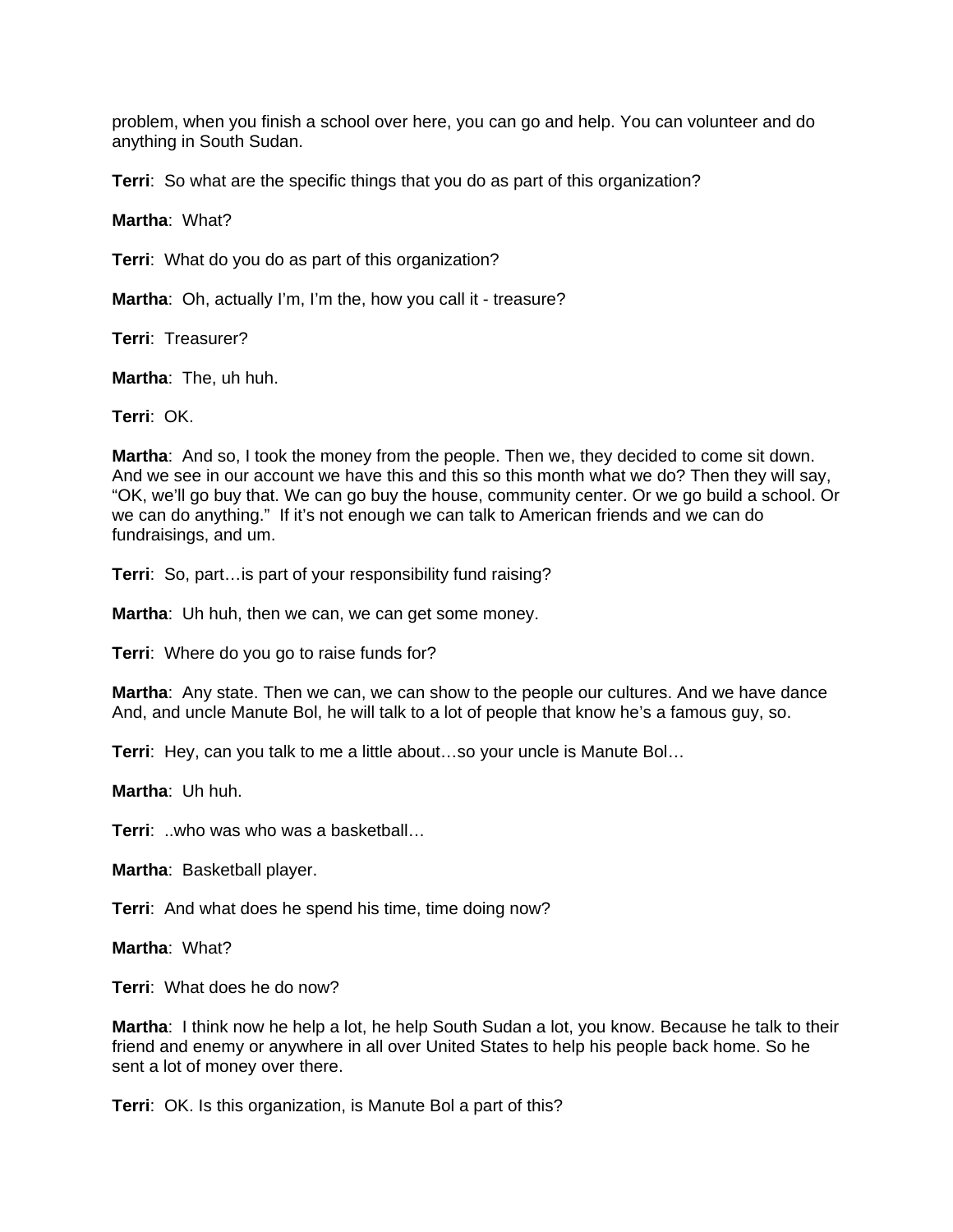problem, when you finish a school over here, you can go and help. You can volunteer and do anything in South Sudan.

**Terri**:  So what are the specific things that you do as part of this organization?

**Martha**:  What?

**Terri**:  What do you do as part of this organization?

**Martha**:  Oh, actually I'm, I'm the, how you call it - treasure?

**Terri**:  Treasurer?

**Martha**:  The, uh huh.

**Terri**:  OK.

**Martha**:  And so, I took the money from the people. Then we, they decided to come sit down. And we see in our account we have this and this so this month what we do? Then they will say, "OK, we'll go buy that. We can go buy the house, community center. Or we go build a school. Or we can do anything."  If it's not enough we can talk to American friends and we can do fundraisings, and um.

**Terri**:  So, part…is part of your responsibility fund raising?

**Martha**:  Uh huh, then we can, we can get some money.

**Terri**:  Where do you go to raise funds for?

**Martha**:  Any state. Then we can, we can show to the people our cultures. And we have dance And, and uncle Manute Bol, he will talk to a lot of people that know he's a famous guy, so.

**Terri**:  Hey, can you talk to me a little about…so your uncle is Manute Bol…

**Martha**:  Uh huh.

**Terri**:  ..who was who was a basketball…

**Martha**:  Basketball player.

**Terri**:  And what does he spend his time, time doing now?

**Martha**:  What?

**Terri**:  What does he do now?

**Martha**:  I think now he help a lot, he help South Sudan a lot, you know. Because he talk to their friend and enemy or anywhere in all over United States to help his people back home. So he sent a lot of money over there.

**Terri**:  OK. Is this organization, is Manute Bol a part of this?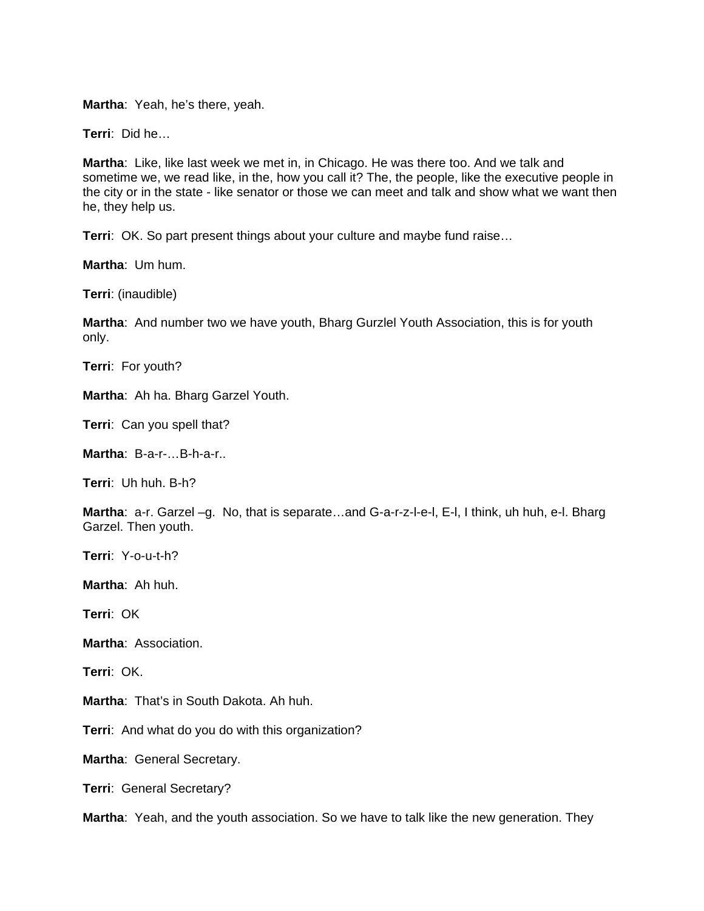**Martha**:  Yeah, he's there, yeah.

**Terri**:  Did he…

**Martha**:  Like, like last week we met in, in Chicago. He was there too. And we talk and sometime we, we read like, in the, how you call it? The, the people, like the executive people in the city or in the state - like senator or those we can meet and talk and show what we want then he, they help us.

**Terri**:  OK. So part present things about your culture and maybe fund raise…

**Martha**:  Um hum.

**Terri**: (inaudible)

**Martha**:  And number two we have youth, Bharg Gurzlel Youth Association, this is for youth only.

**Terri**:  For youth?

**Martha**:  Ah ha. Bharg Garzel Youth.

**Terri**:  Can you spell that?

**Martha**:  B-a-r-…B-h-a-r..

**Terri**:  Uh huh. B-h?

**Martha**:  a-r. Garzel –g.  No, that is separate…and G-a-r-z-l-e-l, E-l, I think, uh huh, e-l. Bharg Garzel. Then youth.

**Terri**:  Y-o-u-t-h?

**Martha**:  Ah huh.

**Terri**:  OK

**Martha**:  Association.

**Terri**:  OK.

**Martha**:  That's in South Dakota. Ah huh.

**Terri**:  And what do you do with this organization?

**Martha**:  General Secretary.

**Terri**:  General Secretary?

**Martha**:  Yeah, and the youth association. So we have to talk like the new generation. They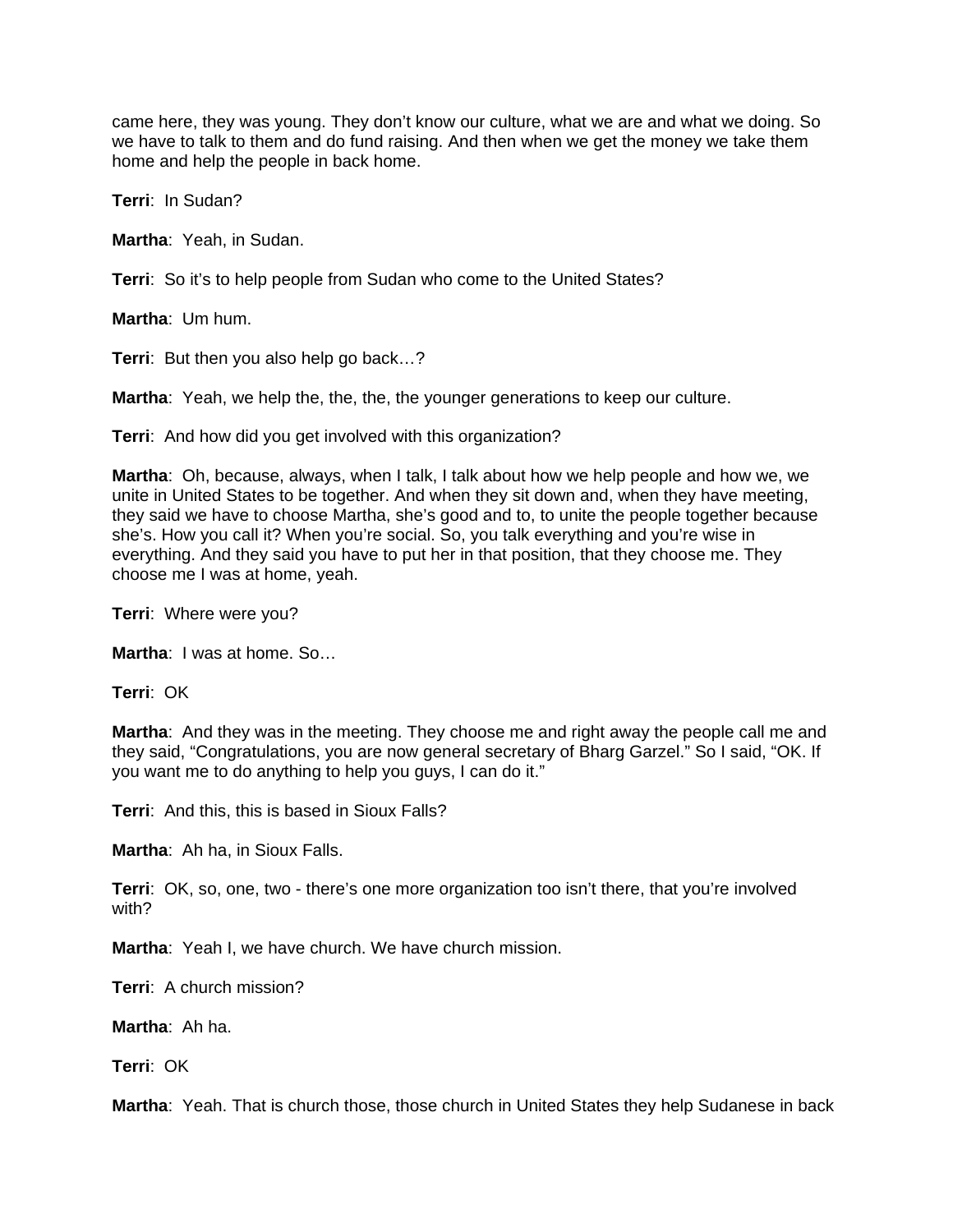came here, they was young. They don't know our culture, what we are and what we doing. So we have to talk to them and do fund raising. And then when we get the money we take them home and help the people in back home.

**Terri**: In Sudan?

**Martha**: Yeah, in Sudan.

**Terri**: So it's to help people from Sudan who come to the United States?

**Martha**: Um hum.

**Terri**: But then you also help go back…?

**Martha**: Yeah, we help the, the, the, the younger generations to keep our culture.

**Terri**: And how did you get involved with this organization?

**Martha**: Oh, because, always, when I talk, I talk about how we help people and how we, we unite in United States to be together. And when they sit down and, when they have meeting, they said we have to choose Martha, she's good and to, to unite the people together because she's. How you call it? When you're social. So, you talk everything and you're wise in everything. And they said you have to put her in that position, that they choose me. They choose me I was at home, yeah.

**Terri**: Where were you?

**Martha**: I was at home. So…

**Terri**: OK

**Martha**: And they was in the meeting. They choose me and right away the people call me and they said, "Congratulations, you are now general secretary of Bharg Garzel." So I said, "OK. If you want me to do anything to help you guys, I can do it."

**Terri**: And this, this is based in Sioux Falls?

**Martha**: Ah ha, in Sioux Falls.

**Terri**: OK, so, one, two - there's one more organization too isn't there, that you're involved with?

**Martha**: Yeah I, we have church. We have church mission.

**Terri**: A church mission?

**Martha**: Ah ha.

**Terri**: OK

**Martha**: Yeah. That is church those, those church in United States they help Sudanese in back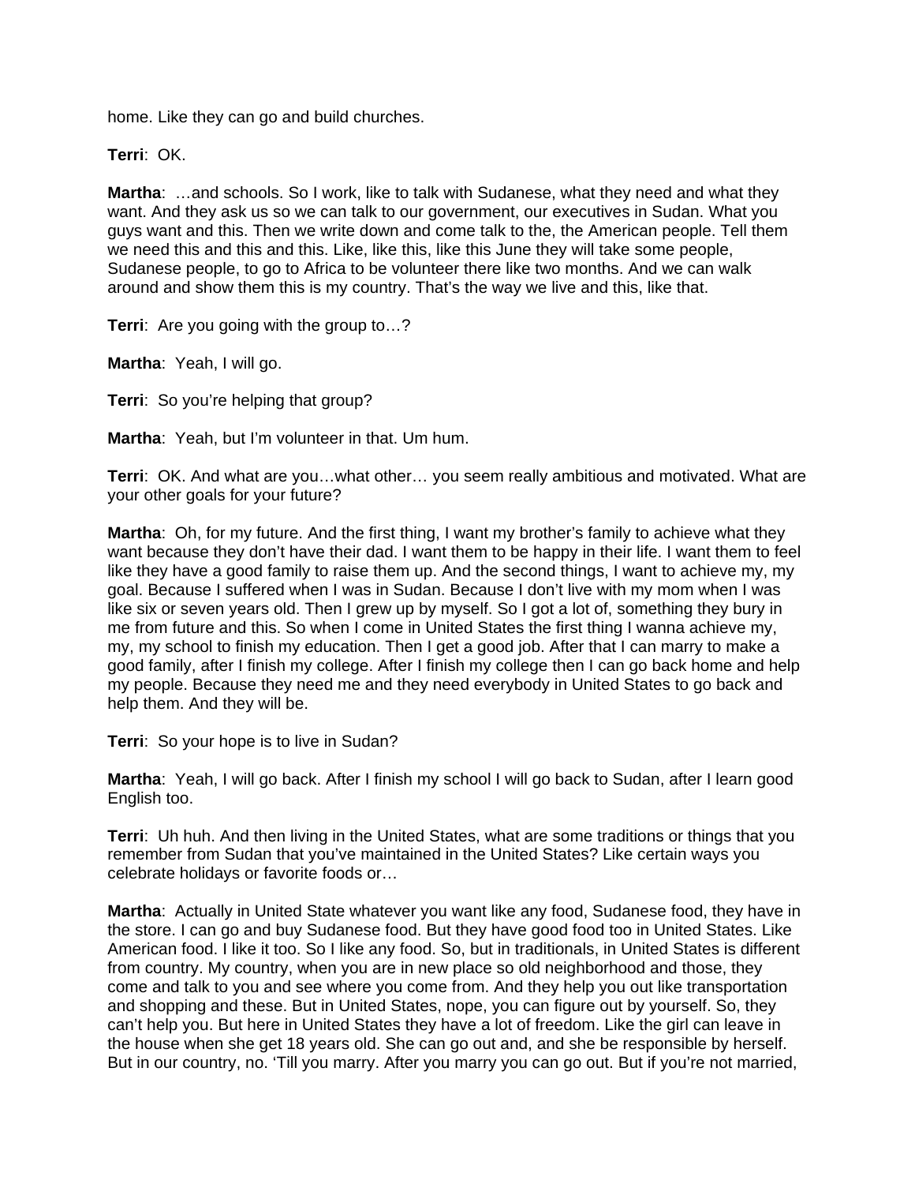home. Like they can go and build churches.

**Terri**: OK.

**Martha**: …and schools. So I work, like to talk with Sudanese, what they need and what they want. And they ask us so we can talk to our government, our executives in Sudan. What you guys want and this. Then we write down and come talk to the, the American people. Tell them we need this and this and this. Like, like this, like this June they will take some people, Sudanese people, to go to Africa to be volunteer there like two months. And we can walk around and show them this is my country. That's the way we live and this, like that.

**Terri**: Are you going with the group to…?

**Martha**: Yeah, I will go.

**Terri**: So you're helping that group?

**Martha**: Yeah, but I'm volunteer in that. Um hum.

**Terri**: OK. And what are you…what other… you seem really ambitious and motivated. What are your other goals for your future?

**Martha**: Oh, for my future. And the first thing, I want my brother's family to achieve what they want because they don't have their dad. I want them to be happy in their life. I want them to feel like they have a good family to raise them up. And the second things, I want to achieve my, my goal. Because I suffered when I was in Sudan. Because I don't live with my mom when I was like six or seven years old. Then I grew up by myself. So I got a lot of, something they bury in me from future and this. So when I come in United States the first thing I wanna achieve my, my, my school to finish my education. Then I get a good job. After that I can marry to make a good family, after I finish my college. After I finish my college then I can go back home and help my people. Because they need me and they need everybody in United States to go back and help them. And they will be.

**Terri**: So your hope is to live in Sudan?

**Martha**: Yeah, I will go back. After I finish my school I will go back to Sudan, after I learn good English too.

**Terri**: Uh huh. And then living in the United States, what are some traditions or things that you remember from Sudan that you've maintained in the United States? Like certain ways you celebrate holidays or favorite foods or…

**Martha**: Actually in United State whatever you want like any food, Sudanese food, they have in the store. I can go and buy Sudanese food. But they have good food too in United States. Like American food. I like it too. So I like any food. So, but in traditionals, in United States is different from country. My country, when you are in new place so old neighborhood and those, they come and talk to you and see where you come from. And they help you out like transportation and shopping and these. But in United States, nope, you can figure out by yourself. So, they can't help you. But here in United States they have a lot of freedom. Like the girl can leave in the house when she get 18 years old. She can go out and, and she be responsible by herself. But in our country, no. 'Till you marry. After you marry you can go out. But if you're not married,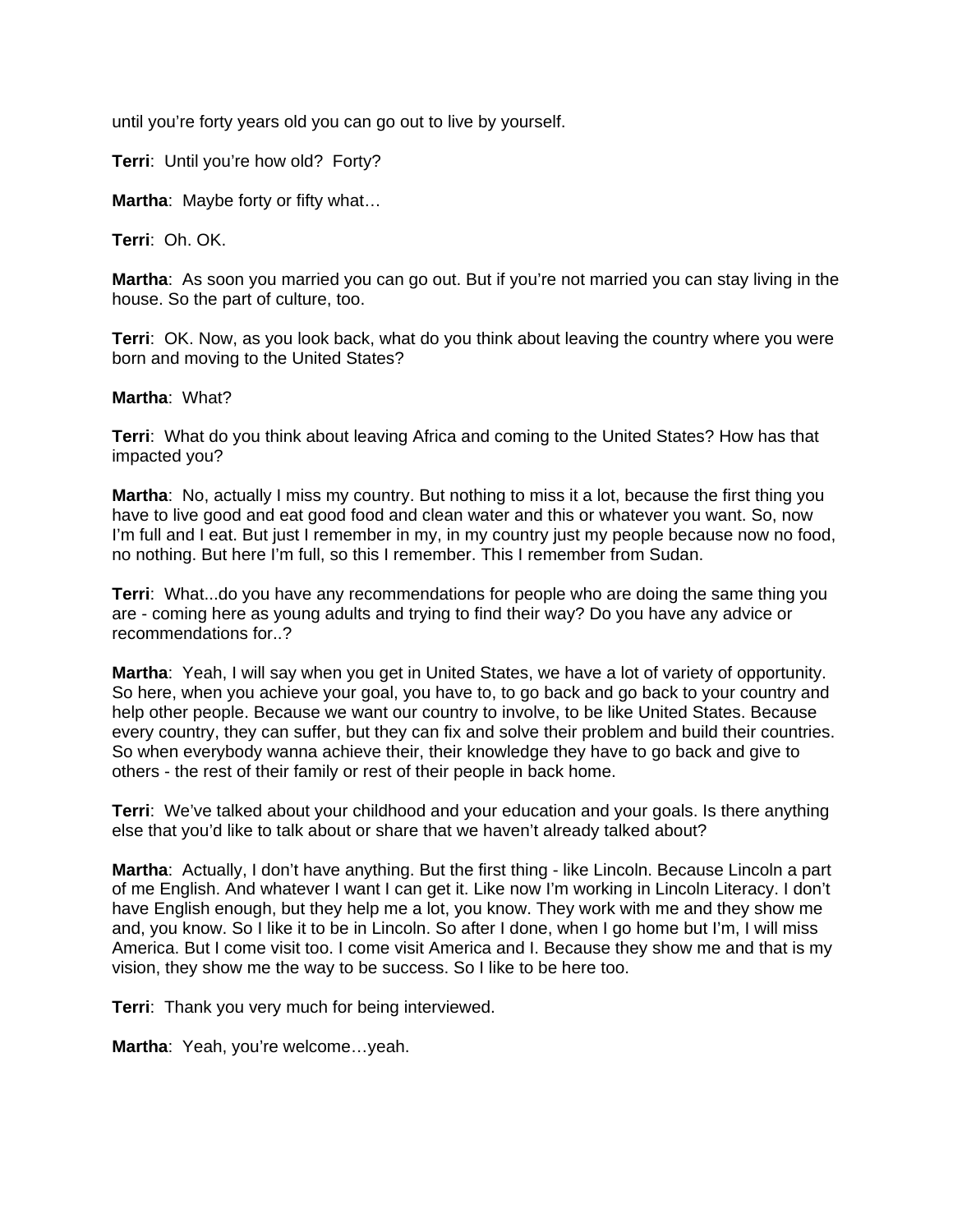until you're forty years old you can go out to live by yourself.

**Terri**: Until you're how old? Forty?

**Martha**: Maybe forty or fifty what…

**Terri**: Oh. OK.

**Martha**: As soon you married you can go out. But if you're not married you can stay living in the house. So the part of culture, too.

**Terri**: OK. Now, as you look back, what do you think about leaving the country where you were born and moving to the United States?

**Martha**: What?

**Terri**: What do you think about leaving Africa and coming to the United States? How has that impacted you?

**Martha**: No, actually I miss my country. But nothing to miss it a lot, because the first thing you have to live good and eat good food and clean water and this or whatever you want. So, now I'm full and I eat. But just I remember in my, in my country just my people because now no food, no nothing. But here I'm full, so this I remember. This I remember from Sudan.

**Terri**: What...do you have any recommendations for people who are doing the same thing you are - coming here as young adults and trying to find their way? Do you have any advice or recommendations for..?

**Martha**: Yeah, I will say when you get in United States, we have a lot of variety of opportunity. So here, when you achieve your goal, you have to, to go back and go back to your country and help other people. Because we want our country to involve, to be like United States. Because every country, they can suffer, but they can fix and solve their problem and build their countries. So when everybody wanna achieve their, their knowledge they have to go back and give to others - the rest of their family or rest of their people in back home.

**Terri**: We've talked about your childhood and your education and your goals. Is there anything else that you'd like to talk about or share that we haven't already talked about?

**Martha**: Actually, I don't have anything. But the first thing - like Lincoln. Because Lincoln a part of me English. And whatever I want I can get it. Like now I'm working in Lincoln Literacy. I don't have English enough, but they help me a lot, you know. They work with me and they show me and, you know. So I like it to be in Lincoln. So after I done, when I go home but I'm, I will miss America. But I come visit too. I come visit America and I. Because they show me and that is my vision, they show me the way to be success. So I like to be here too.

**Terri**: Thank you very much for being interviewed.

**Martha**: Yeah, you're welcome…yeah.